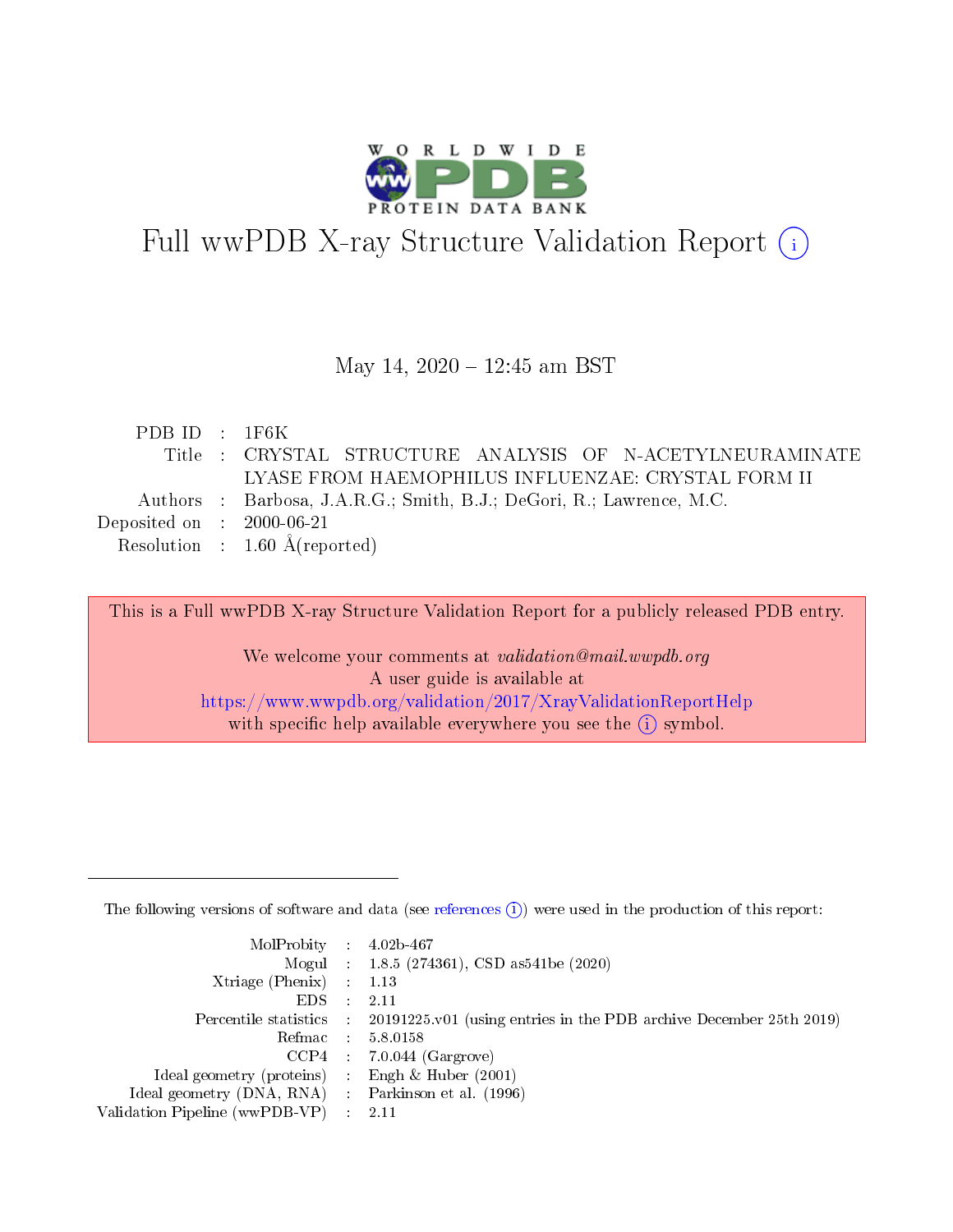# Full wwPDB X-ray Structure Validation Report (i)

May 14, 2020 – 12:45 am BST

| | | |
|---|---|---|
| PDB ID | : | 1F6K |
| Title | : | CRYSTAL STRUCTURE ANALYSIS OF N-ACETYLNEURAMINATE LYASE FROM HAEMOPHILUS INFLUENZAE: CRYSTAL FORM II |
| Authors | : | Barbosa, J.A.R.G.; Smith, B.J.; DeGori, R.; Lawrence, M.C. |
| Deposited on | : | 2000-06-21 |
| Resolution | : | 1.60 Å(reported) |

This is a Full wwPDB X-ray Structure Validation Report for a publicly released PDB entry.

We welcome your comments at *validation@mail.wwpdb.org*
A user guide is available at
https://www.wwpdb.org/validation/2017/XrayValidationReportHelp
with specific help available everywhere you see the (i) symbol.

---

The following versions of software and data (see references (i)) were used in the production of this report:

| | | |
|---|---|---|
| MolProbity | : | 4.02b-467 |
| Mogul | : | 1.8.5 (274361), CSD as541be (2020) |
| Xtriage (Phenix) | : | 1.13 |
| EDS | : | 2.11 |
| Percentile statistics | : | 20191225.v01 (using entries in the PDB archive December 25th 2019) |
| Refmac | : | 5.8.0158 |
| CCP4 | : | 7.0.044 (Gargrove) |
| Ideal geometry (proteins) | : | Engh & Huber (2001) |
| Ideal geometry (DNA, RNA) | : | Parkinson et al. (1996) |
| Validation Pipeline (wwPDB-VP) | : | 2.11 |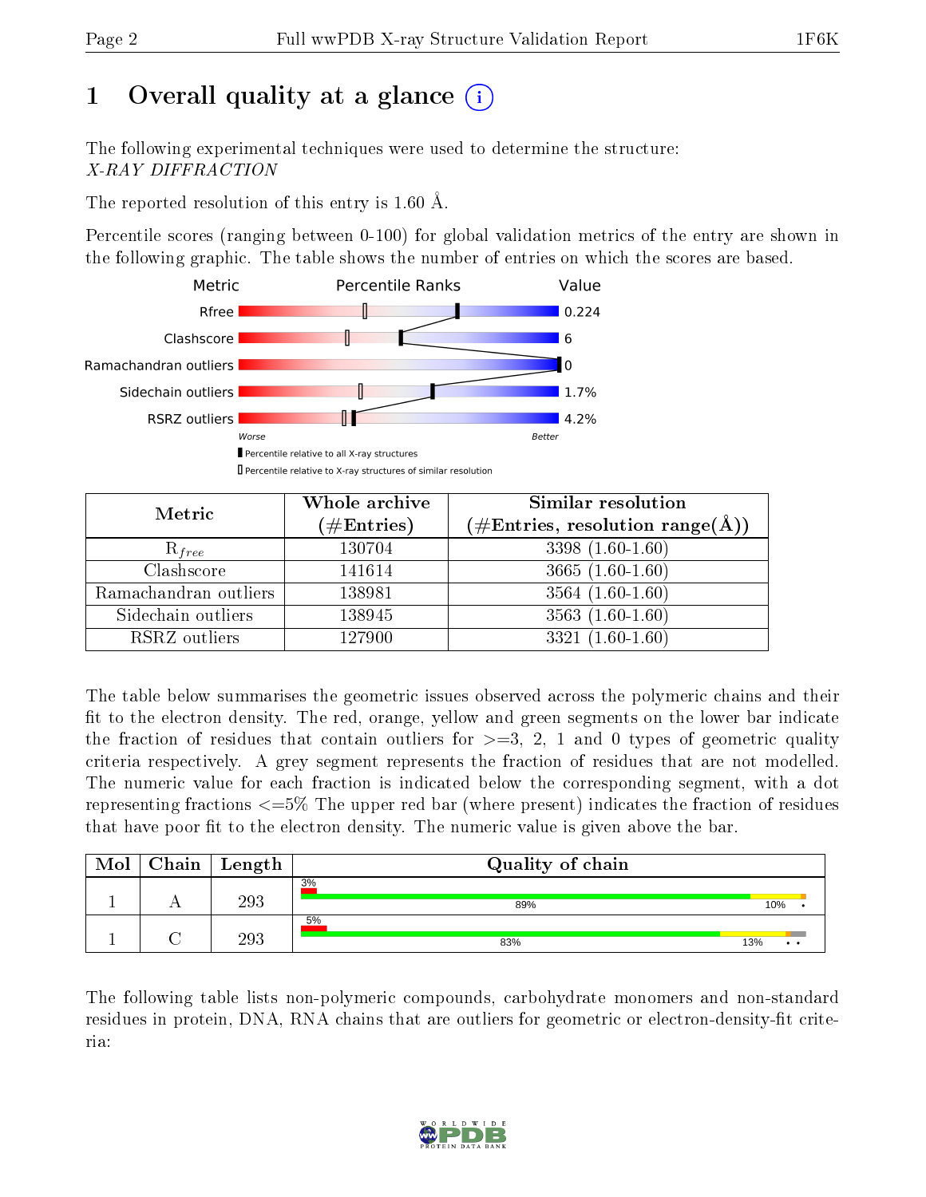# 1 Overall quality at a glance

The following experimental techniques were used to determine the structure:
*X-RAY DIFFRACTION*

The reported resolution of this entry is 1.60 Å.

Percentile scores (ranging between 0-100) for global validation metrics of the entry are shown in the following graphic. The table shows the number of entries on which the scores are based.

| Metric | Value |
|---|---|
| Rfree | 0.224 |
| Clashscore | 6 |
| Ramachandran outliers | 0 |
| Sidechain outliers | 1.7% |
| RSRZ outliers | 4.2% |

■ Percentile relative to all X-ray structures
□ Percentile relative to X-ray structures of similar resolution

| Metric | Whole archive (#Entries) | Similar resolution (#Entries, resolution range(Å)) |
|---|---|---|
| $R_{free}$ | 130704 | 3398 (1.60-1.60) |
| Clashscore | 141614 | 3665 (1.60-1.60) |
| Ramachandran outliers | 138981 | 3564 (1.60-1.60) |
| Sidechain outliers | 138945 | 3563 (1.60-1.60) |
| RSRZ outliers | 127900 | 3321 (1.60-1.60) |

The table below summarises the geometric issues observed across the polymeric chains and their fit to the electron density. The red, orange, yellow and green segments on the lower bar indicate the fraction of residues that contain outliers for >=3, 2, 1 and 0 types of geometric quality criteria respectively. A grey segment represents the fraction of residues that are not modelled. The numeric value for each fraction is indicated below the corresponding segment, with a dot representing fractions <=5% The upper red bar (where present) indicates the fraction of residues that have poor fit to the electron density. The numeric value is given above the bar.

| Mol | Chain | Length | Quality of chain |
|---|---|---|---|
| 1 | A | 293 | 3% / 89% / 10% / • |
| 1 | C | 293 | 5% / 83% / 13% / • • |

The following table lists non-polymeric compounds, carbohydrate monomers and non-standard residues in protein, DNA, RNA chains that are outliers for geometric or electron-density-fit criteria: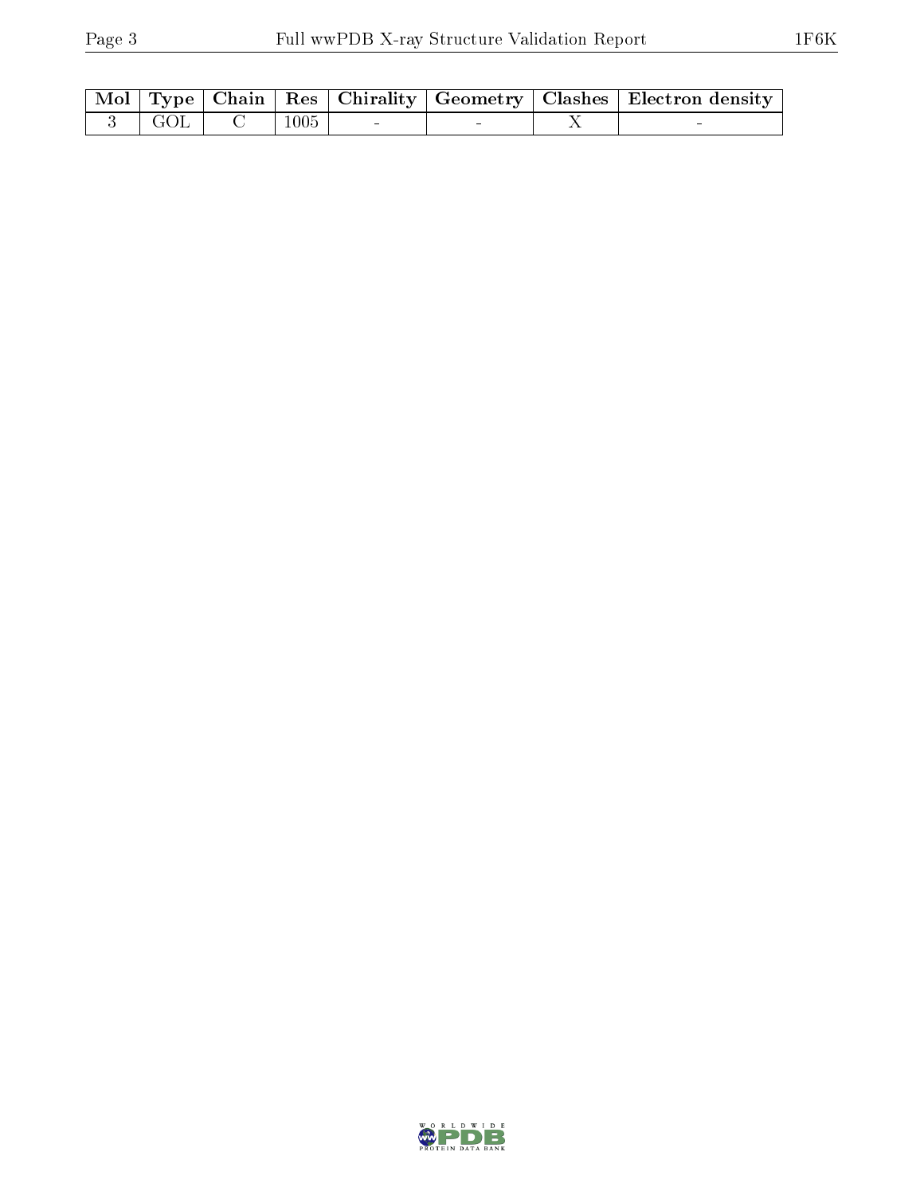| Mol | Type | Chain | Res | Chirality | Geometry | Clashes | Electron density |
|---|---|---|---|---|---|---|---|
| 3 | GOL | C | 1005 | - | - | X | - |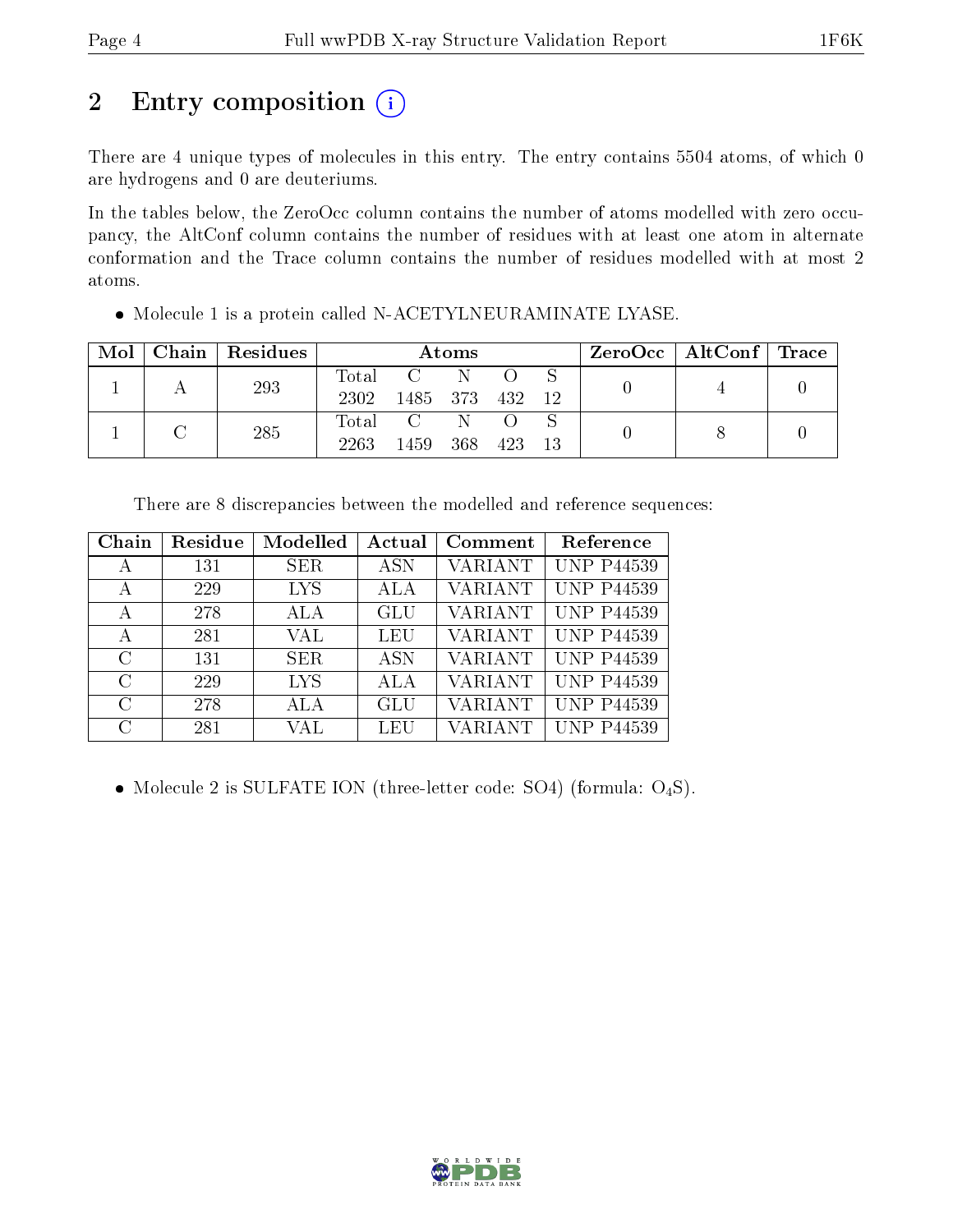# 2 Entry composition (i)

There are 4 unique types of molecules in this entry. The entry contains 5504 atoms, of which 0 are hydrogens and 0 are deuteriums.

In the tables below, the ZeroOcc column contains the number of atoms modelled with zero occupancy, the AltConf column contains the number of residues with at least one atom in alternate conformation and the Trace column contains the number of residues modelled with at most 2 atoms.

- Molecule 1 is a protein called N-ACETYLNEURAMINATE LYASE.

| Mol | Chain | Residues | Atoms | | | | | ZeroOcc | AltConf | Trace |
|---|---|---|---|---|---|---|---|---|---|---|
| 1 | A | 293 | Total<br>2302 | C<br>1485 | N<br>373 | O<br>432 | S<br>12 | 0 | 4 | 0 |
| 1 | C | 285 | Total<br>2263 | C<br>1459 | N<br>368 | O<br>423 | S<br>13 | 0 | 8 | 0 |

There are 8 discrepancies between the modelled and reference sequences:

| Chain | Residue | Modelled | Actual | Comment | Reference |
|---|---|---|---|---|---|
| A | 131 | SER | ASN | VARIANT | UNP P44539 |
| A | 229 | LYS | ALA | VARIANT | UNP P44539 |
| A | 278 | ALA | GLU | VARIANT | UNP P44539 |
| A | 281 | VAL | LEU | VARIANT | UNP P44539 |
| C | 131 | SER | ASN | VARIANT | UNP P44539 |
| C | 229 | LYS | ALA | VARIANT | UNP P44539 |
| C | 278 | ALA | GLU | VARIANT | UNP P44539 |
| C | 281 | VAL | LEU | VARIANT | UNP P44539 |

- Molecule 2 is SULFATE ION (three-letter code: SO4) (formula: $O_4S$).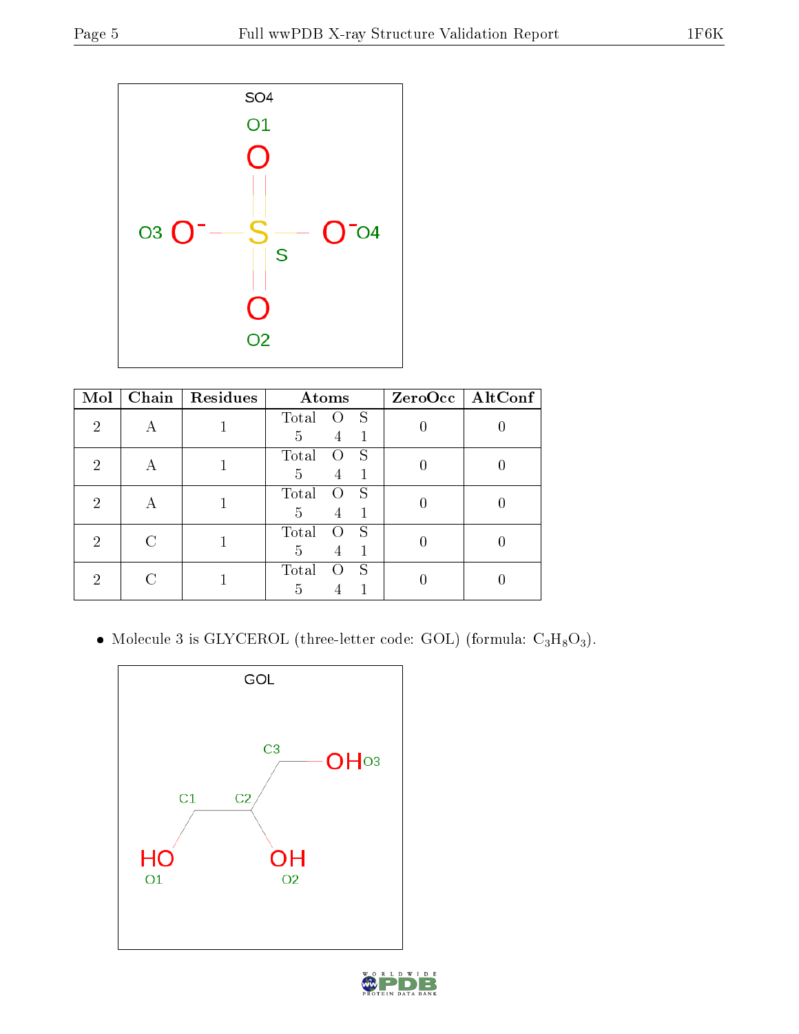| Mol | Chain | Residues | Atoms | | | ZeroOcc | AltConf |
|---|---|---|---|---|---|---|---|
| | | | Total | O | S | | |
| 2 | A | 1 | 5 | 4 | 1 | 0 | 0 |
| 2 | A | 1 | 5 | 4 | 1 | 0 | 0 |
| 2 | A | 1 | 5 | 4 | 1 | 0 | 0 |
| 2 | C | 1 | 5 | 4 | 1 | 0 | 0 |
| 2 | C | 1 | 5 | 4 | 1 | 0 | 0 |

- Molecule 3 is GLYCEROL (three-letter code: GOL) (formula: $C_3H_8O_3$).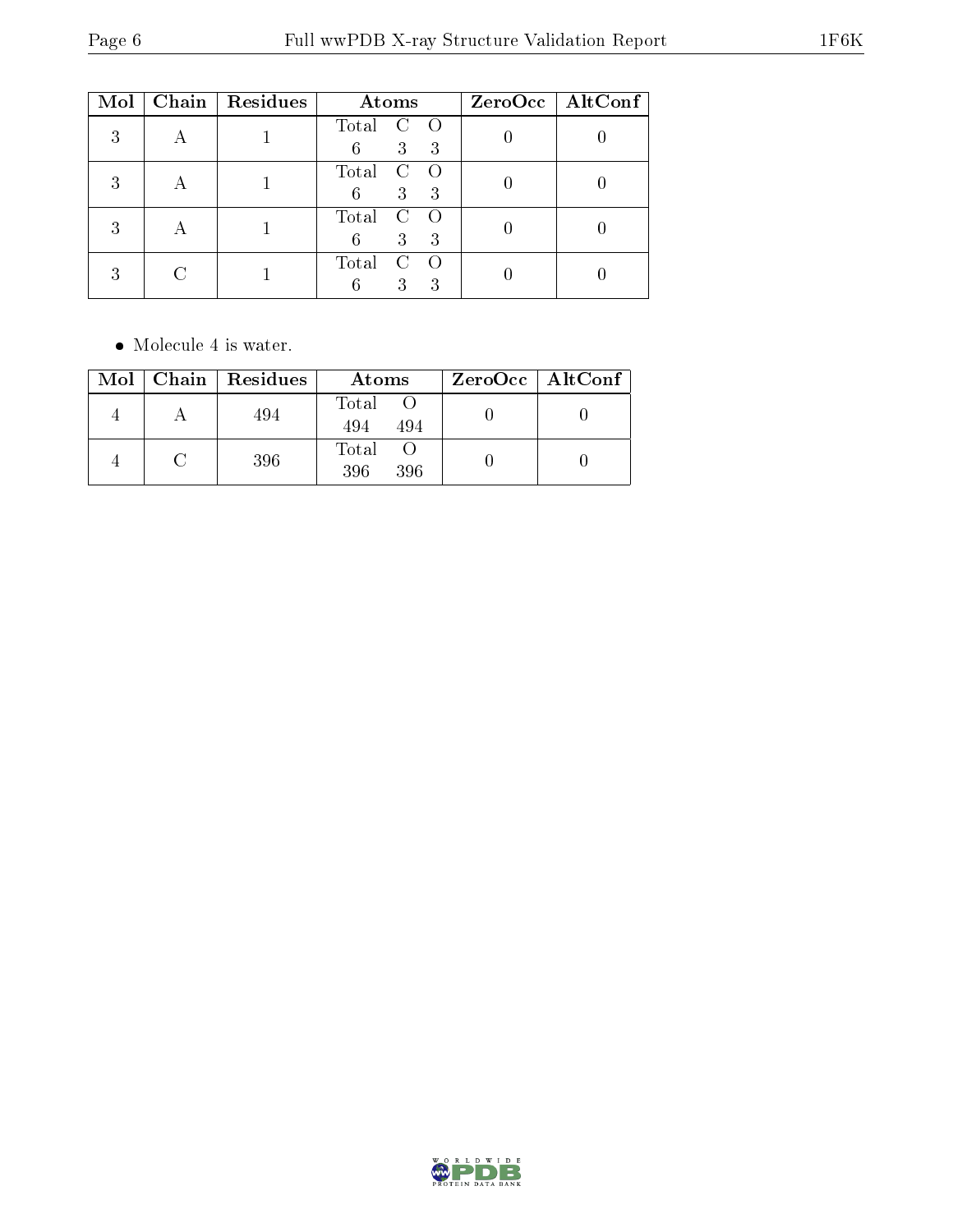| Mol | Chain | Residues | Atoms | | | ZeroOcc | AltConf |
|---|---|---|---|---|---|---|---|
| 3 | A | 1 | Total<br>6 | C<br>3 | O<br>3 | 0 | 0 |
| 3 | A | 1 | Total<br>6 | C<br>3 | O<br>3 | 0 | 0 |
| 3 | A | 1 | Total<br>6 | C<br>3 | O<br>3 | 0 | 0 |
| 3 | C | 1 | Total<br>6 | C<br>3 | O<br>3 | 0 | 0 |

- Molecule 4 is water.

| Mol | Chain | Residues | Atoms | | ZeroOcc | AltConf |
|---|---|---|---|---|---|---|
| 4 | A | 494 | Total<br>494 | O<br>494 | 0 | 0 |
| 4 | C | 396 | Total<br>396 | O<br>396 | 0 | 0 |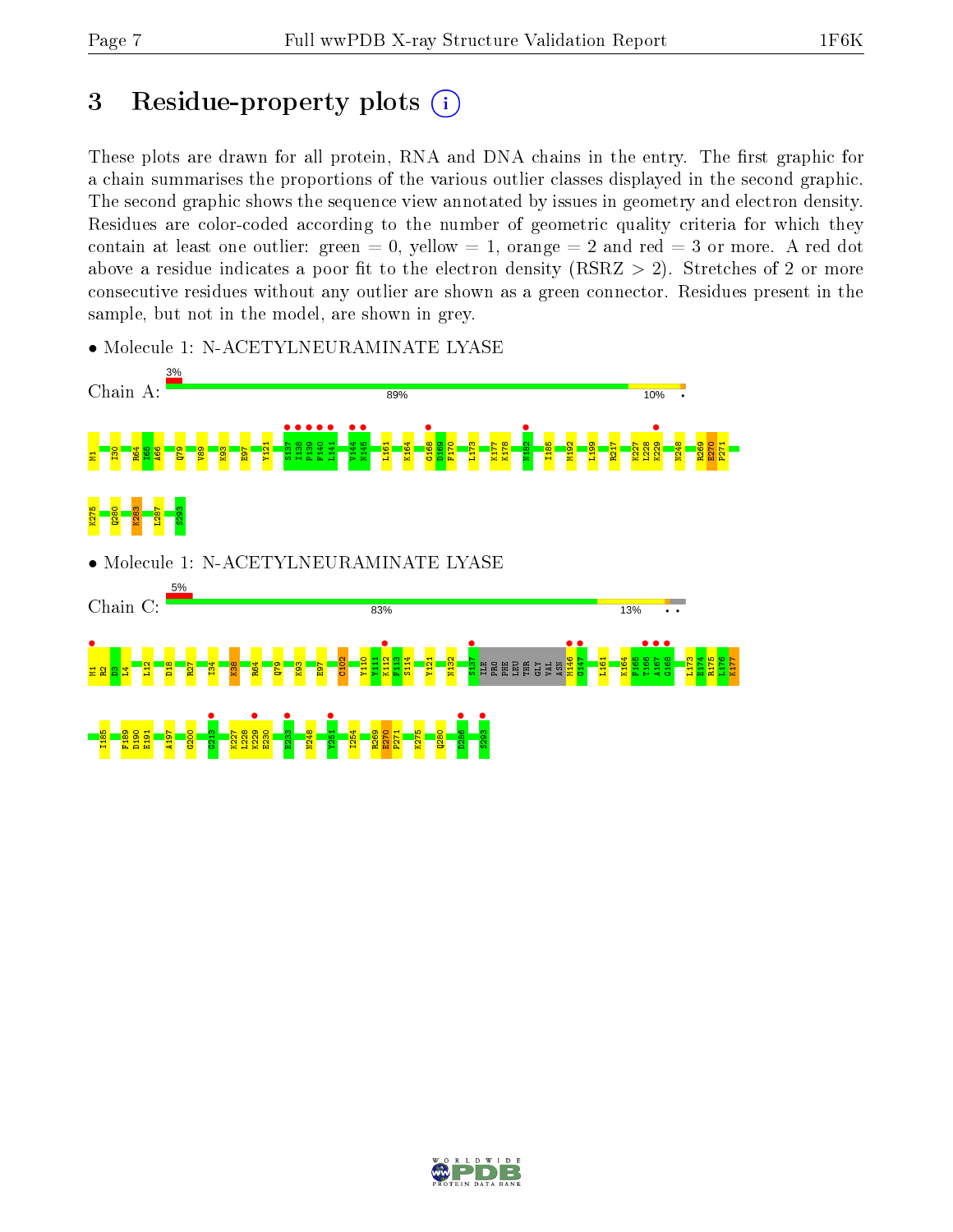# 3 Residue-property plots (i)

These plots are drawn for all protein, RNA and DNA chains in the entry. The first graphic for a chain summarises the proportions of the various outlier classes displayed in the second graphic. The second graphic shows the sequence view annotated by issues in geometry and electron density. Residues are color-coded according to the number of geometric quality criteria for which they contain at least one outlier: green = 0, yellow = 1, orange = 2 and red = 3 or more. A red dot above a residue indicates a poor fit to the electron density (RSRZ > 2). Stretches of 2 or more consecutive residues without any outlier are shown as a green connector. Residues present in the sample, but not in the model, are shown in grey.

- Molecule 1: N-ACETYLNEURAMINATE LYASE

Chain A: 3% | 89% | 10%

M1 I30 R64 I65 A66 Q79 V89 K93 E97 Y121 S137 I138 P139 F140 L141 V144 N145 L161 K164 G168 D169 F170 L173 K177 K178 M182 I185 M192 L199 R217 K227 L228 K229 N248 R269 E270 P271 K275 Q280 K283 L287 S293

- Molecule 1: N-ACETYLNEURAMINATE LYASE

Chain C: 5% | 83% | 13%

M1 R2 D3 L4 I12 D18 R27 I34 K38 R64 Q79 K93 E97 C102 Y110 Y111 K112 F113 S114 Y121 N132 S137 ILE PRO PHE LEU THR GLY VAL ASN M146 G147 L161 K164 F165 T166 A167 G168 L173 E174 R175 L176 K177 I185 F189 D190 E191 A197 G200 G213 K227 L228 K229 E230 E233 N248 Y251 I254 R269 E270 P271 K275 Q280 D286 S293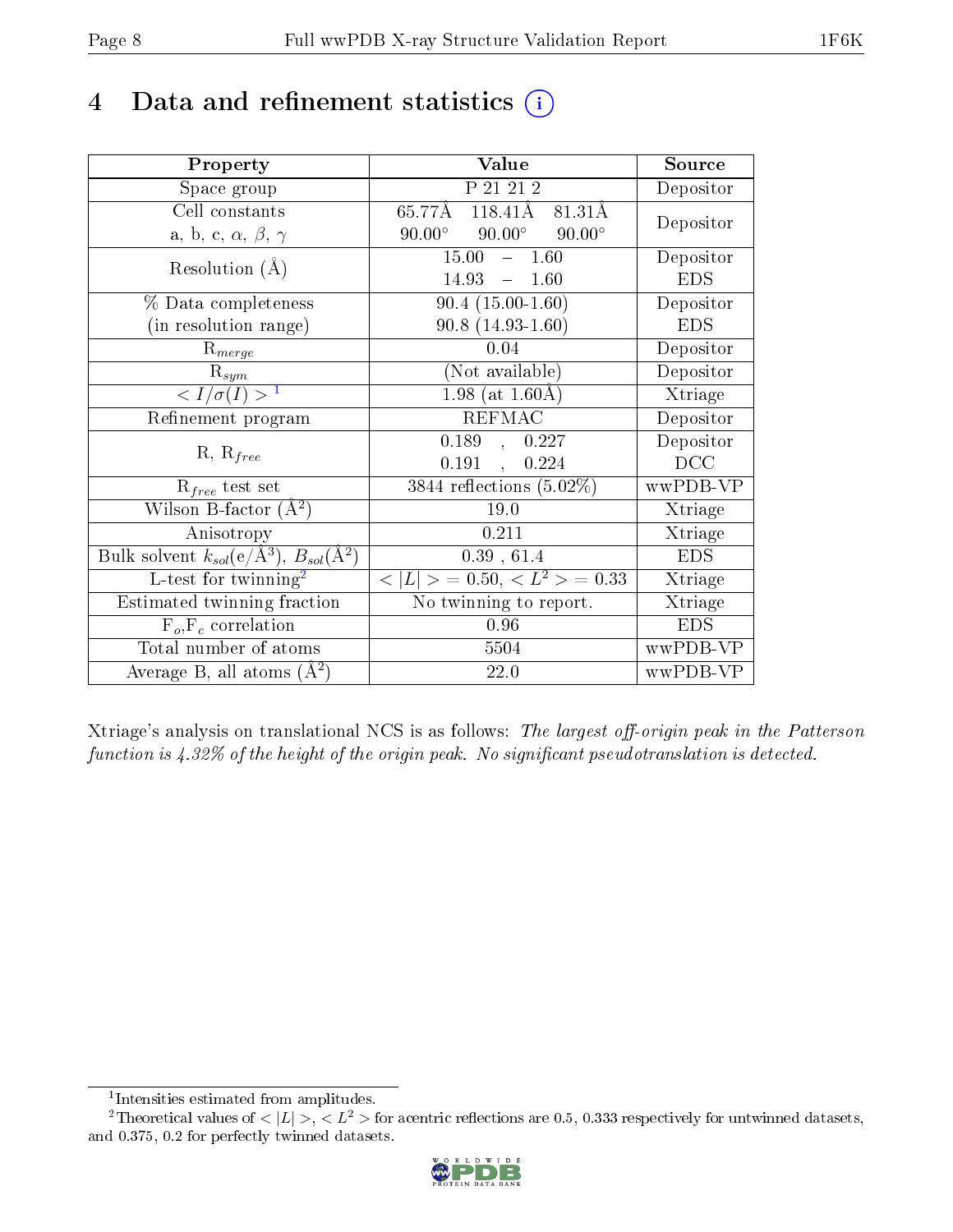# 4 Data and refinement statistics (i)

| Property | Value | Source |
|---|---|---|
| Space group | P 21 21 2 | Depositor |
| Cell constants<br>a, b, c, $\alpha$, $\beta$, $\gamma$ | 65.77Å 118.41Å 81.31Å<br>90.00° 90.00° 90.00° | Depositor |
| Resolution (Å) | 15.00 – 1.60<br>14.93 – 1.60 | Depositor<br>EDS |
| % Data completeness<br>(in resolution range) | 90.4 (15.00-1.60)<br>90.8 (14.93-1.60) | Depositor<br>EDS |
| $R_{merge}$ | 0.04 | Depositor |
| $R_{sym}$ | (Not available) | Depositor |
| $< I/\sigma(I) >$ [1] | 1.98 (at 1.60Å) | Xtriage |
| Refinement program | REFMAC | Depositor |
| R, $R_{free}$ | 0.189 , 0.227<br>0.191 , 0.224 | Depositor<br>DCC |
| $R_{free}$ test set | 3844 reflections (5.02%) | wwPDB-VP |
| Wilson B-factor (Å$^2$) | 19.0 | Xtriage |
| Anisotropy | 0.211 | Xtriage |
| Bulk solvent $k_{sol}$(e/Å$^3$), $B_{sol}$(Å$^2$) | 0.39 , 61.4 | EDS |
| L-test for twinning[2] | $< \|L\| > = 0.50$, $< L^2 > = 0.33$ | Xtriage |
| Estimated twinning fraction | No twinning to report. | Xtriage |
| $F_o$,$F_c$ correlation | 0.96 | EDS |
| Total number of atoms | 5504 | wwPDB-VP |
| Average B, all atoms (Å$^2$) | 22.0 | wwPDB-VP |

Xtriage's analysis on translational NCS is as follows: *The largest off-origin peak in the Patterson function is 4.32% of the height of the origin peak. No significant pseudotranslation is detected.*

[1] Intensities estimated from amplitudes.

[2] Theoretical values of $< |L| >$, $< L^2 >$ for acentric reflections are 0.5, 0.333 respectively for untwinned datasets, and 0.375, 0.2 for perfectly twinned datasets.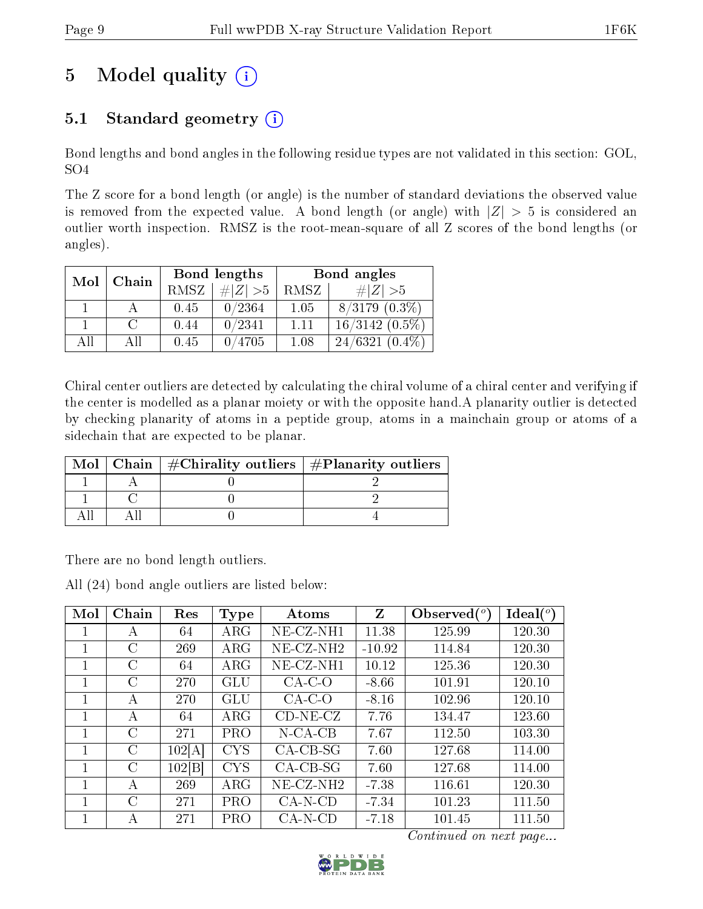# 5 Model quality (i)

## 5.1 Standard geometry (i)

Bond lengths and bond angles in the following residue types are not validated in this section: GOL, SO4

The Z score for a bond length (or angle) is the number of standard deviations the observed value is removed from the expected value. A bond length (or angle) with $|Z| > 5$ is considered an outlier worth inspection. RMSZ is the root-mean-square of all Z scores of the bond lengths (or angles).

| Mol | Chain | Bond lengths | | Bond angles | |
|---|---|---|---|---|---|
| | | RMSZ | #$\|Z\|$ >5 | RMSZ | #$\|Z\|$ >5 |
| 1 | A | 0.45 | 0/2364 | 1.05 | 8/3179 (0.3%) |
| 1 | C | 0.44 | 0/2341 | 1.11 | 16/3142 (0.5%) |
| All | All | 0.45 | 0/4705 | 1.08 | 24/6321 (0.4%) |

Chiral center outliers are detected by calculating the chiral volume of a chiral center and verifying if the center is modelled as a planar moiety or with the opposite hand.A planarity outlier is detected by checking planarity of atoms in a peptide group, atoms in a mainchain group or atoms of a sidechain that are expected to be planar.

| Mol | Chain | #Chirality outliers | #Planarity outliers |
|---|---|---|---|
| 1 | A | 0 | 2 |
| 1 | C | 0 | 2 |
| All | All | 0 | 4 |

There are no bond length outliers.

All (24) bond angle outliers are listed below:

| Mol | Chain | Res | Type | Atoms | Z | Observed(°) | Ideal(°) |
|---|---|---|---|---|---|---|---|
| 1 | A | 64 | ARG | NE-CZ-NH1 | 11.38 | 125.99 | 120.30 |
| 1 | C | 269 | ARG | NE-CZ-NH2 | -10.92 | 114.84 | 120.30 |
| 1 | C | 64 | ARG | NE-CZ-NH1 | 10.12 | 125.36 | 120.30 |
| 1 | C | 270 | GLU | CA-C-O | -8.66 | 101.91 | 120.10 |
| 1 | A | 270 | GLU | CA-C-O | -8.16 | 102.96 | 120.10 |
| 1 | A | 64 | ARG | CD-NE-CZ | 7.76 | 134.47 | 123.60 |
| 1 | C | 271 | PRO | N-CA-CB | 7.67 | 112.50 | 103.30 |
| 1 | C | 102[A] | CYS | CA-CB-SG | 7.60 | 127.68 | 114.00 |
| 1 | C | 102[B] | CYS | CA-CB-SG | 7.60 | 127.68 | 114.00 |
| 1 | A | 269 | ARG | NE-CZ-NH2 | -7.38 | 116.61 | 120.30 |
| 1 | C | 271 | PRO | CA-N-CD | -7.34 | 101.23 | 111.50 |
| 1 | A | 271 | PRO | CA-N-CD | -7.18 | 101.45 | 111.50 |

*Continued on next page...*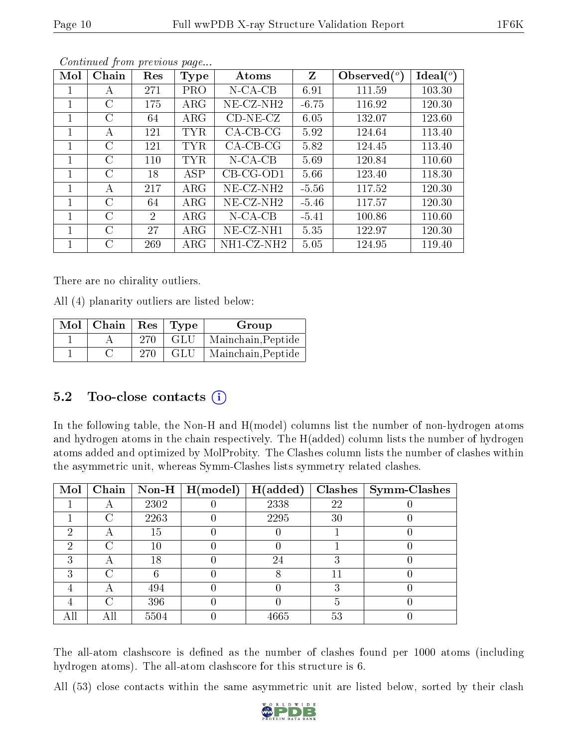*Continued from previous page...*

| Mol | Chain | Res | Type | Atoms | Z | Observed(°) | Ideal(°) |
|---|---|---|---|---|---|---|---|
| 1 | A | 271 | PRO | N-CA-CB | 6.91 | 111.59 | 103.30 |
| 1 | C | 175 | ARG | NE-CZ-NH2 | -6.75 | 116.92 | 120.30 |
| 1 | C | 64 | ARG | CD-NE-CZ | 6.05 | 132.07 | 123.60 |
| 1 | A | 121 | TYR | CA-CB-CG | 5.92 | 124.64 | 113.40 |
| 1 | C | 121 | TYR | CA-CB-CG | 5.82 | 124.45 | 113.40 |
| 1 | C | 110 | TYR | N-CA-CB | 5.69 | 120.84 | 110.60 |
| 1 | C | 18 | ASP | CB-CG-OD1 | 5.66 | 123.40 | 118.30 |
| 1 | A | 217 | ARG | NE-CZ-NH2 | -5.56 | 117.52 | 120.30 |
| 1 | C | 64 | ARG | NE-CZ-NH2 | -5.46 | 117.57 | 120.30 |
| 1 | C | 2 | ARG | N-CA-CB | -5.41 | 100.86 | 110.60 |
| 1 | C | 27 | ARG | NE-CZ-NH1 | 5.35 | 122.97 | 120.30 |
| 1 | C | 269 | ARG | NH1-CZ-NH2 | 5.05 | 124.95 | 119.40 |

There are no chirality outliers.

All (4) planarity outliers are listed below:

| Mol | Chain | Res | Type | Group |
|---|---|---|---|---|
| 1 | A | 270 | GLU | Mainchain,Peptide |
| 1 | C | 270 | GLU | Mainchain,Peptide |

## 5.2 Too-close contacts

In the following table, the Non-H and H(model) columns list the number of non-hydrogen atoms and hydrogen atoms in the chain respectively. The H(added) column lists the number of hydrogen atoms added and optimized by MolProbity. The Clashes column lists the number of clashes within the asymmetric unit, whereas Symm-Clashes lists symmetry related clashes.

| Mol | Chain | Non-H | H(model) | H(added) | Clashes | Symm-Clashes |
|---|---|---|---|---|---|---|
| 1 | A | 2302 | 0 | 2338 | 22 | 0 |
| 1 | C | 2263 | 0 | 2295 | 30 | 0 |
| 2 | A | 15 | 0 | 0 | 1 | 0 |
| 2 | C | 10 | 0 | 0 | 1 | 0 |
| 3 | A | 18 | 0 | 24 | 3 | 0 |
| 3 | C | 6 | 0 | 8 | 11 | 0 |
| 4 | A | 494 | 0 | 0 | 3 | 0 |
| 4 | C | 396 | 0 | 0 | 5 | 0 |
| All | All | 5504 | 0 | 4665 | 53 | 0 |

The all-atom clashscore is defined as the number of clashes found per 1000 atoms (including hydrogen atoms). The all-atom clashscore for this structure is 6.

All (53) close contacts within the same asymmetric unit are listed below, sorted by their clash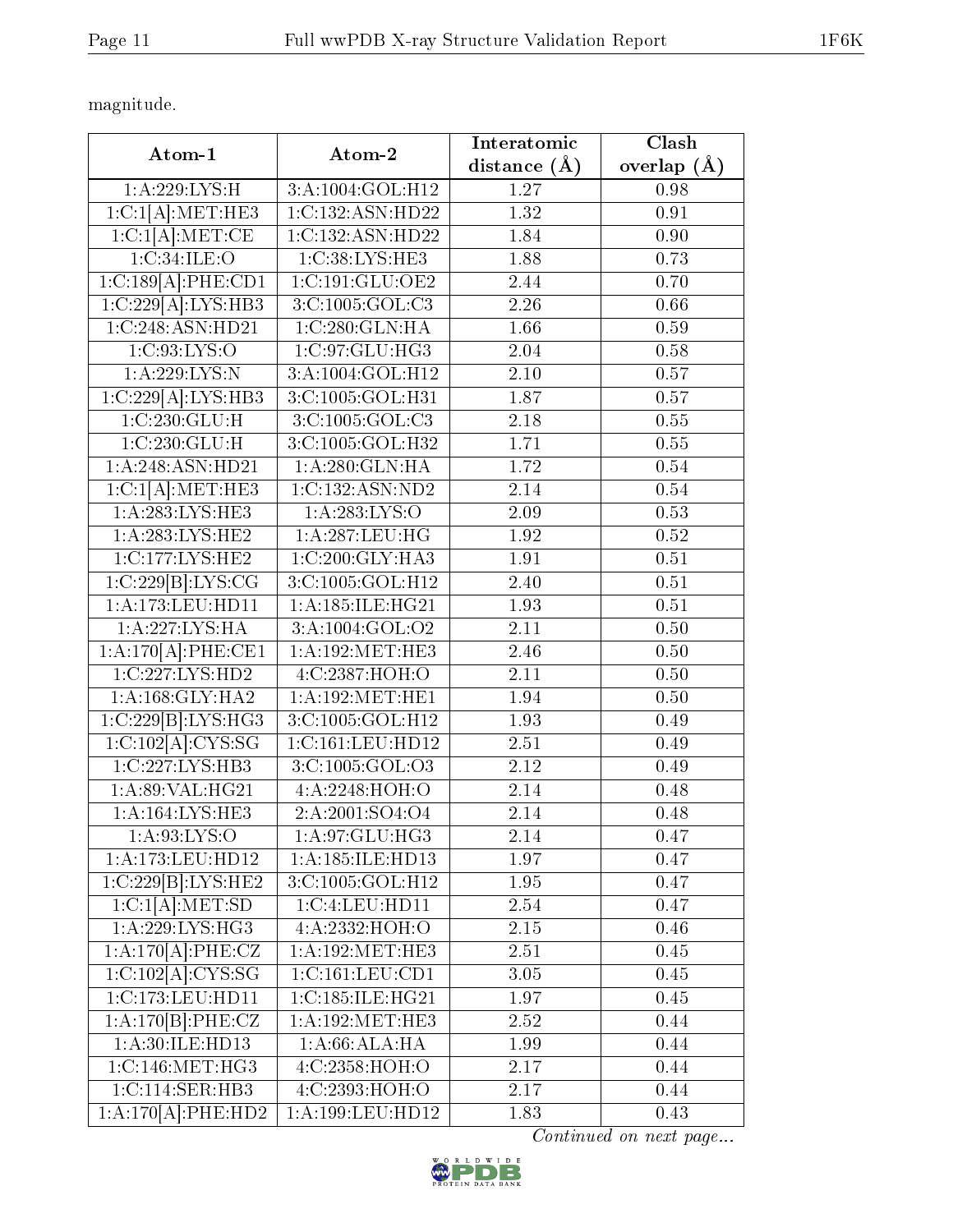magnitude.

| Atom-1 | Atom-2 | Interatomic distance (Å) | Clash overlap (Å) |
|---|---|---|---|
| 1:A:229:LYS:H | 3:A:1004:GOL:H12 | 1.27 | 0.98 |
| 1:C:1[A]:MET:HE3 | 1:C:132:ASN:HD22 | 1.32 | 0.91 |
| 1:C:1[A]:MET:CE | 1:C:132:ASN:HD22 | 1.84 | 0.90 |
| 1:C:34:ILE:O | 1:C:38:LYS:HE3 | 1.88 | 0.73 |
| 1:C:189[A]:PHE:CD1 | 1:C:191:GLU:OE2 | 2.44 | 0.70 |
| 1:C:229[A]:LYS:HB3 | 3:C:1005:GOL:C3 | 2.26 | 0.66 |
| 1:C:248:ASN:HD21 | 1:C:280:GLN:HA | 1.66 | 0.59 |
| 1:C:93:LYS:O | 1:C:97:GLU:HG3 | 2.04 | 0.58 |
| 1:A:229:LYS:N | 3:A:1004:GOL:H12 | 2.10 | 0.57 |
| 1:C:229[A]:LYS:HB3 | 3:C:1005:GOL:H31 | 1.87 | 0.57 |
| 1:C:230:GLU:H | 3:C:1005:GOL:C3 | 2.18 | 0.55 |
| 1:C:230:GLU:H | 3:C:1005:GOL:H32 | 1.71 | 0.55 |
| 1:A:248:ASN:HD21 | 1:A:280:GLN:HA | 1.72 | 0.54 |
| 1:C:1[A]:MET:HE3 | 1:C:132:ASN:ND2 | 2.14 | 0.54 |
| 1:A:283:LYS:HE3 | 1:A:283:LYS:O | 2.09 | 0.53 |
| 1:A:283:LYS:HE2 | 1:A:287:LEU:HG | 1.92 | 0.52 |
| 1:C:177:LYS:HE2 | 1:C:200:GLY:HA3 | 1.91 | 0.51 |
| 1:C:229[B]:LYS:CG | 3:C:1005:GOL:H12 | 2.40 | 0.51 |
| 1:A:173:LEU:HD11 | 1:A:185:ILE:HG21 | 1.93 | 0.51 |
| 1:A:227:LYS:HA | 3:A:1004:GOL:O2 | 2.11 | 0.50 |
| 1:A:170[A]:PHE:CE1 | 1:A:192:MET:HE3 | 2.46 | 0.50 |
| 1:C:227:LYS:HD2 | 4:C:2387:HOH:O | 2.11 | 0.50 |
| 1:A:168:GLY:HA2 | 1:A:192:MET:HE1 | 1.94 | 0.50 |
| 1:C:229[B]:LYS:HG3 | 3:C:1005:GOL:H12 | 1.93 | 0.49 |
| 1:C:102[A]:CYS:SG | 1:C:161:LEU:HD12 | 2.51 | 0.49 |
| 1:C:227:LYS:HB3 | 3:C:1005:GOL:O3 | 2.12 | 0.49 |
| 1:A:89:VAL:HG21 | 4:A:2248:HOH:O | 2.14 | 0.48 |
| 1:A:164:LYS:HE3 | 2:A:2001:SO4:O4 | 2.14 | 0.48 |
| 1:A:93:LYS:O | 1:A:97:GLU:HG3 | 2.14 | 0.47 |
| 1:A:173:LEU:HD12 | 1:A:185:ILE:HD13 | 1.97 | 0.47 |
| 1:C:229[B]:LYS:HE2 | 3:C:1005:GOL:H12 | 1.95 | 0.47 |
| 1:C:1[A]:MET:SD | 1:C:4:LEU:HD11 | 2.54 | 0.47 |
| 1:A:229:LYS:HG3 | 4:A:2332:HOH:O | 2.15 | 0.46 |
| 1:A:170[A]:PHE:CZ | 1:A:192:MET:HE3 | 2.51 | 0.45 |
| 1:C:102[A]:CYS:SG | 1:C:161:LEU:CD1 | 3.05 | 0.45 |
| 1:C:173:LEU:HD11 | 1:C:185:ILE:HG21 | 1.97 | 0.45 |
| 1:A:170[B]:PHE:CZ | 1:A:192:MET:HE3 | 2.52 | 0.44 |
| 1:A:30:ILE:HD13 | 1:A:66:ALA:HA | 1.99 | 0.44 |
| 1:C:146:MET:HG3 | 4:C:2358:HOH:O | 2.17 | 0.44 |
| 1:C:114:SER:HB3 | 4:C:2393:HOH:O | 2.17 | 0.44 |
| 1:A:170[A]:PHE:HD2 | 1:A:199:LEU:HD12 | 1.83 | 0.43 |

*Continued on next page...*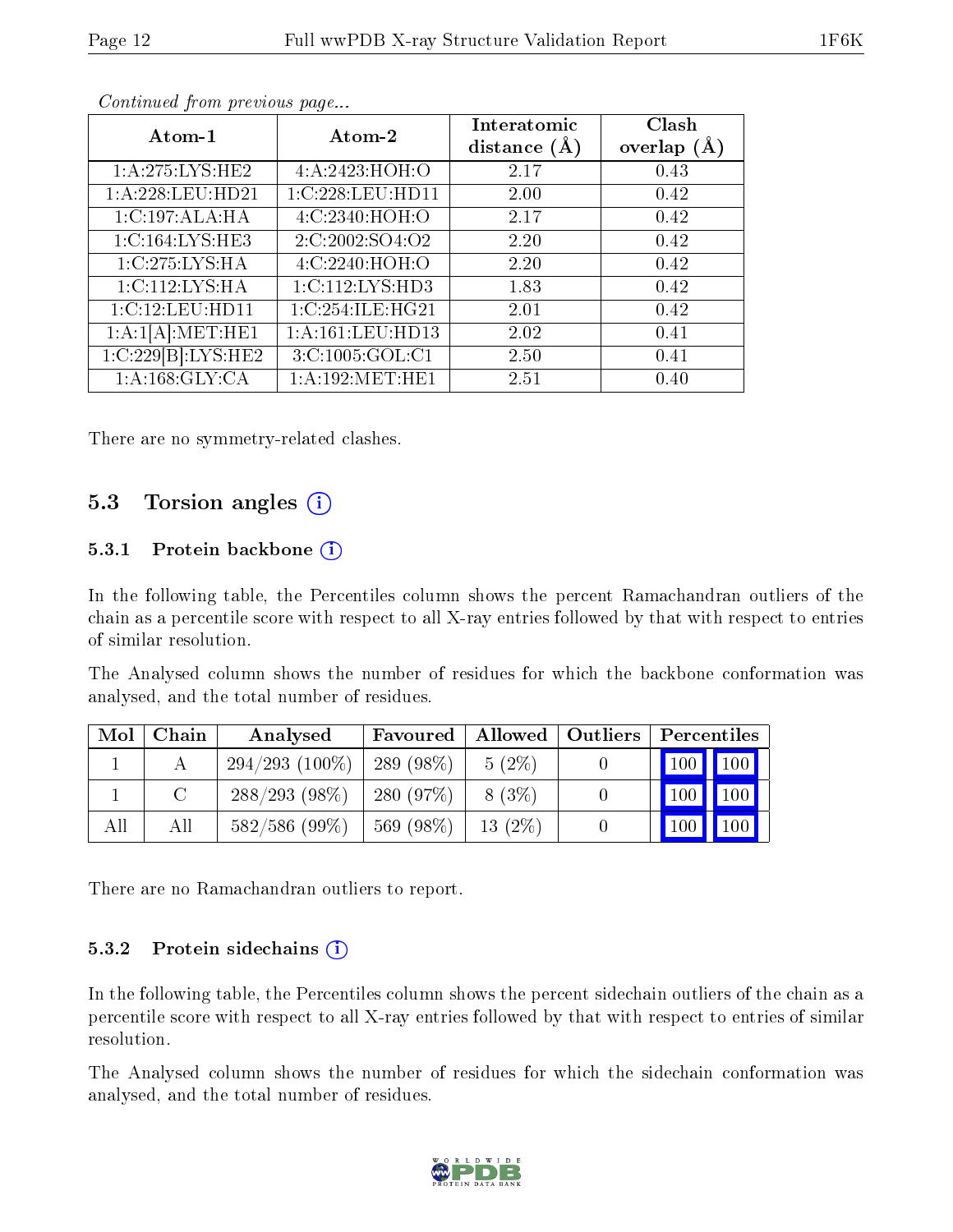*Continued from previous page...*

| Atom-1 | Atom-2 | Interatomic distance (Å) | Clash overlap (Å) |
|---|---|---|---|
| 1:A:275:LYS:HE2 | 4:A:2423:HOH:O | 2.17 | 0.43 |
| 1:A:228:LEU:HD21 | 1:C:228:LEU:HD11 | 2.00 | 0.42 |
| 1:C:197:ALA:HA | 4:C:2340:HOH:O | 2.17 | 0.42 |
| 1:C:164:LYS:HE3 | 2:C:2002:SO4:O2 | 2.20 | 0.42 |
| 1:C:275:LYS:HA | 4:C:2240:HOH:O | 2.20 | 0.42 |
| 1:C:112:LYS:HA | 1:C:112:LYS:HD3 | 1.83 | 0.42 |
| 1:C:12:LEU:HD11 | 1:C:254:ILE:HG21 | 2.01 | 0.42 |
| 1:A:1[A]:MET:HE1 | 1:A:161:LEU:HD13 | 2.02 | 0.41 |
| 1:C:229[B]:LYS:HE2 | 3:C:1005:GOL:C1 | 2.50 | 0.41 |
| 1:A:168:GLY:CA | 1:A:192:MET:HE1 | 2.51 | 0.40 |

There are no symmetry-related clashes.

## 5.3 Torsion angles

### 5.3.1 Protein backbone

In the following table, the Percentiles column shows the percent Ramachandran outliers of the chain as a percentile score with respect to all X-ray entries followed by that with respect to entries of similar resolution.

The Analysed column shows the number of residues for which the backbone conformation was analysed, and the total number of residues.

| Mol | Chain | Analysed | Favoured | Allowed | Outliers | Percentiles | |
|---|---|---|---|---|---|---|---|
| 1 | A | 294/293 (100%) | 289 (98%) | 5 (2%) | 0 | 100 | 100 |
| 1 | C | 288/293 (98%) | 280 (97%) | 8 (3%) | 0 | 100 | 100 |
| All | All | 582/586 (99%) | 569 (98%) | 13 (2%) | 0 | 100 | 100 |

There are no Ramachandran outliers to report.

### 5.3.2 Protein sidechains

In the following table, the Percentiles column shows the percent sidechain outliers of the chain as a percentile score with respect to all X-ray entries followed by that with respect to entries of similar resolution.

The Analysed column shows the number of residues for which the sidechain conformation was analysed, and the total number of residues.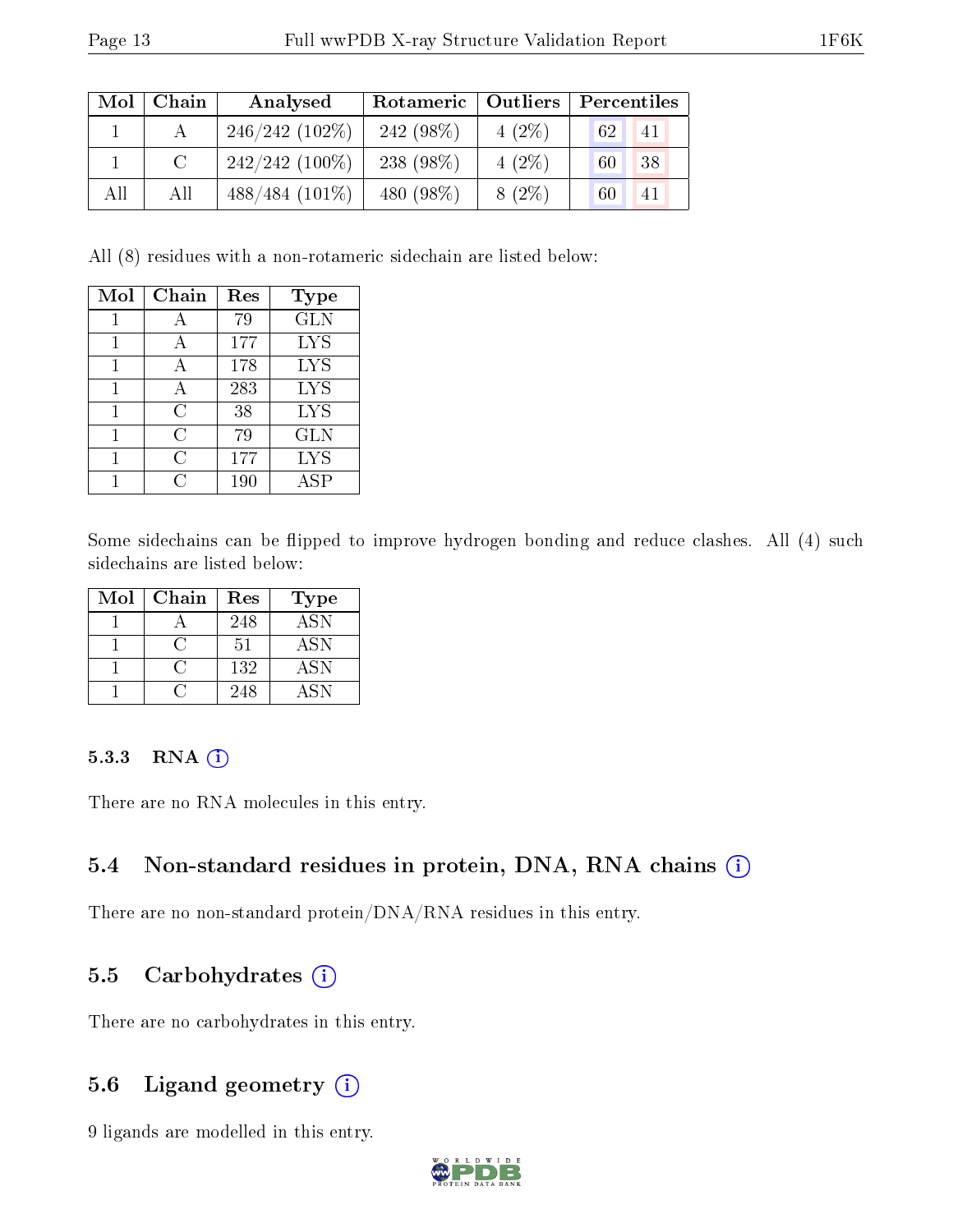| Mol | Chain | Analysed | Rotameric | Outliers | Percentiles | |
|---|---|---|---|---|---|---|
| 1 | A | 246/242 (102%) | 242 (98%) | 4 (2%) | 62 | 41 |
| 1 | C | 242/242 (100%) | 238 (98%) | 4 (2%) | 60 | 38 |
| All | All | 488/484 (101%) | 480 (98%) | 8 (2%) | 60 | 41 |

All (8) residues with a non-rotameric sidechain are listed below:

| Mol | Chain | Res | Type |
|---|---|---|---|
| 1 | A | 79 | GLN |
| 1 | A | 177 | LYS |
| 1 | A | 178 | LYS |
| 1 | A | 283 | LYS |
| 1 | C | 38 | LYS |
| 1 | C | 79 | GLN |
| 1 | C | 177 | LYS |
| 1 | C | 190 | ASP |

Some sidechains can be flipped to improve hydrogen bonding and reduce clashes. All (4) such sidechains are listed below:

| Mol | Chain | Res | Type |
|---|---|---|---|
| 1 | A | 248 | ASN |
| 1 | C | 51 | ASN |
| 1 | C | 132 | ASN |
| 1 | C | 248 | ASN |

### 5.3.3 RNA

There are no RNA molecules in this entry.

## 5.4 Non-standard residues in protein, DNA, RNA chains

There are no non-standard protein/DNA/RNA residues in this entry.

## 5.5 Carbohydrates

There are no carbohydrates in this entry.

## 5.6 Ligand geometry

9 ligands are modelled in this entry.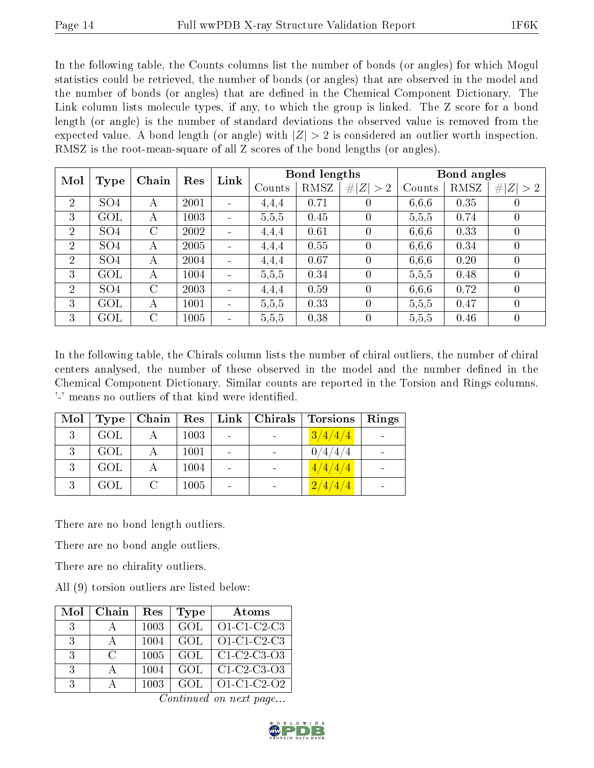In the following table, the Counts columns list the number of bonds (or angles) for which Mogul statistics could be retrieved, the number of bonds (or angles) that are observed in the model and the number of bonds (or angles) that are defined in the Chemical Component Dictionary. The Link column lists molecule types, if any, to which the group is linked. The Z score for a bond length (or angle) is the number of standard deviations the observed value is removed from the expected value. A bond length (or angle) with $|Z| > 2$ is considered an outlier worth inspection. RMSZ is the root-mean-square of all Z scores of the bond lengths (or angles).

| Mol | Type | Chain | Res | Link | Bond lengths | | | Bond angles | | |
|---|---|---|---|---|---|---|---|---|---|---|
| | | | | | Counts | RMSZ | $\#\|Z\| > 2$ | Counts | RMSZ | $\#\|Z\| > 2$ |
| 2 | SO4 | A | 2001 | - | 4,4,4 | 0.71 | 0 | 6,6,6 | 0.35 | 0 |
| 3 | GOL | A | 1003 | - | 5,5,5 | 0.45 | 0 | 5,5,5 | 0.74 | 0 |
| 2 | SO4 | C | 2002 | - | 4,4,4 | 0.61 | 0 | 6,6,6 | 0.33 | 0 |
| 2 | SO4 | A | 2005 | - | 4,4,4 | 0.55 | 0 | 6,6,6 | 0.34 | 0 |
| 2 | SO4 | A | 2004 | - | 4,4,4 | 0.67 | 0 | 6,6,6 | 0.20 | 0 |
| 3 | GOL | A | 1004 | - | 5,5,5 | 0.34 | 0 | 5,5,5 | 0.48 | 0 |
| 2 | SO4 | C | 2003 | - | 4,4,4 | 0.59 | 0 | 6,6,6 | 0.72 | 0 |
| 3 | GOL | A | 1001 | - | 5,5,5 | 0.33 | 0 | 5,5,5 | 0.47 | 0 |
| 3 | GOL | C | 1005 | - | 5,5,5 | 0.38 | 0 | 5,5,5 | 0.46 | 0 |

In the following table, the Chirals column lists the number of chiral outliers, the number of chiral centers analysed, the number of these observed in the model and the number defined in the Chemical Component Dictionary. Similar counts are reported in the Torsion and Rings columns. '-' means no outliers of that kind were identified.

| Mol | Type | Chain | Res | Link | Chirals | Torsions | Rings |
|---|---|---|---|---|---|---|---|
| 3 | GOL | A | 1003 | - | - | 3/4/4/4 | - |
| 3 | GOL | A | 1001 | - | - | 0/4/4/4 | - |
| 3 | GOL | A | 1004 | - | - | 4/4/4/4 | - |
| 3 | GOL | C | 1005 | - | - | 2/4/4/4 | - |

There are no bond length outliers.

There are no bond angle outliers.

There are no chirality outliers.

All (9) torsion outliers are listed below:

| Mol | Chain | Res | Type | Atoms |
|---|---|---|---|---|
| 3 | A | 1003 | GOL | O1-C1-C2-C3 |
| 3 | A | 1004 | GOL | O1-C1-C2-C3 |
| 3 | C | 1005 | GOL | C1-C2-C3-O3 |
| 3 | A | 1004 | GOL | C1-C2-C3-O3 |
| 3 | A | 1003 | GOL | O1-C1-C2-O2 |

*Continued on next page...*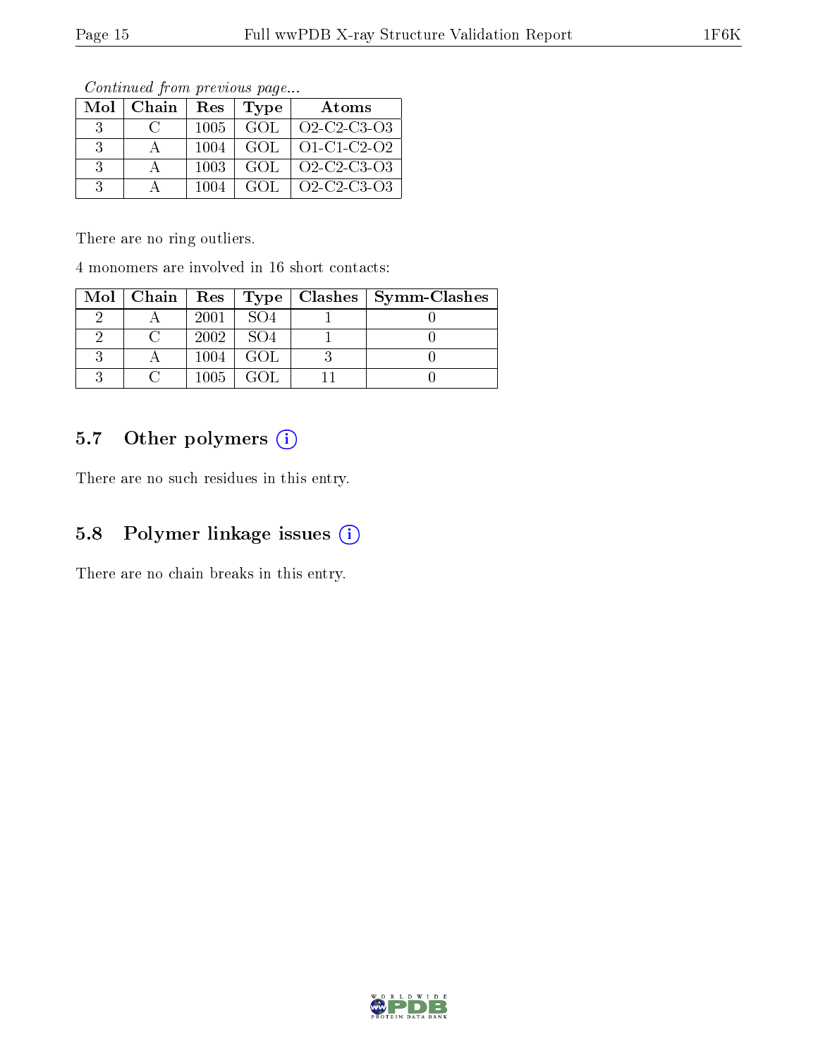*Continued from previous page...*

| Mol | Chain | Res | Type | Atoms |
|---|---|---|---|---|
| 3 | C | 1005 | GOL | O2-C2-C3-O3 |
| 3 | A | 1004 | GOL | O1-C1-C2-O2 |
| 3 | A | 1003 | GOL | O2-C2-C3-O3 |
| 3 | A | 1004 | GOL | O2-C2-C3-O3 |

There are no ring outliers.

4 monomers are involved in 16 short contacts:

| Mol | Chain | Res | Type | Clashes | Symm-Clashes |
|---|---|---|---|---|---|
| 2 | A | 2001 | SO4 | 1 | 0 |
| 2 | C | 2002 | SO4 | 1 | 0 |
| 3 | A | 1004 | GOL | 3 | 0 |
| 3 | C | 1005 | GOL | 11 | 0 |

### 5.7 Other polymers (i)

There are no such residues in this entry.

### 5.8 Polymer linkage issues (i)

There are no chain breaks in this entry.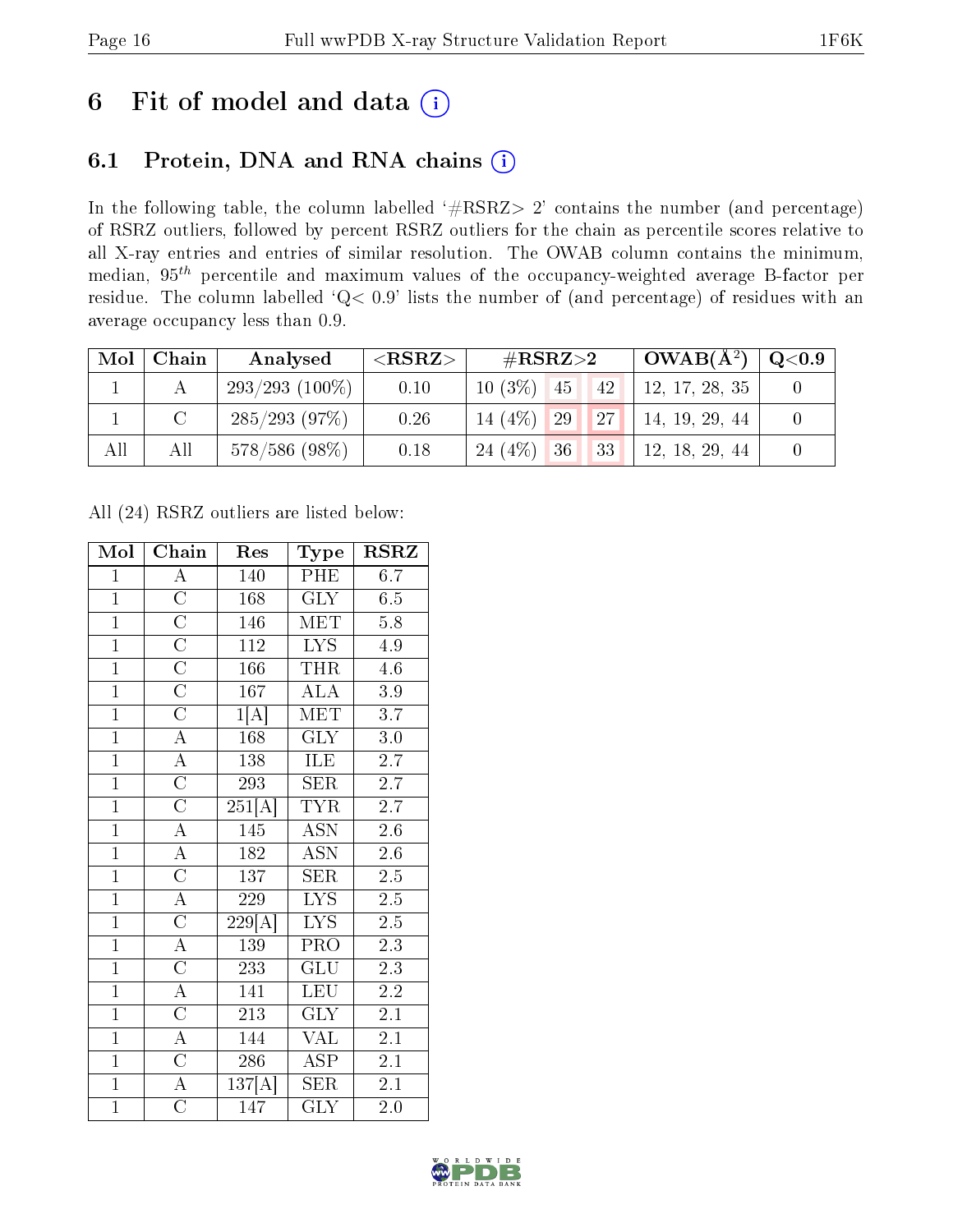# 6 Fit of model and data (i)

## 6.1 Protein, DNA and RNA chains (i)

In the following table, the column labelled '#RSRZ> 2' contains the number (and percentage) of RSRZ outliers, followed by percent RSRZ outliers for the chain as percentile scores relative to all X-ray entries and entries of similar resolution. The OWAB column contains the minimum, median, $95^{th}$ percentile and maximum values of the occupancy-weighted average B-factor per residue. The column labelled 'Q< 0.9' lists the number of (and percentage) of residues with an average occupancy less than 0.9.

| Mol | Chain | Analysed | <RSRZ> | #RSRZ>2 | | | OWAB(Å$^2$) | Q<0.9 |
|---|---|---|---|---|---|---|---|---|
| 1 | A | 293/293 (100%) | 0.10 | 10 (3%) | 45 | 42 | 12, 17, 28, 35 | 0 |
| 1 | C | 285/293 (97%) | 0.26 | 14 (4%) | 29 | 27 | 14, 19, 29, 44 | 0 |
| All | All | 578/586 (98%) | 0.18 | 24 (4%) | 36 | 33 | 12, 18, 29, 44 | 0 |

All (24) RSRZ outliers are listed below:

| Mol | Chain | Res | Type | RSRZ |
|---|---|---|---|---|
| 1 | A | 140 | PHE | 6.7 |
| 1 | C | 168 | GLY | 6.5 |
| 1 | C | 146 | MET | 5.8 |
| 1 | C | 112 | LYS | 4.9 |
| 1 | C | 166 | THR | 4.6 |
| 1 | C | 167 | ALA | 3.9 |
| 1 | C | 1[A] | MET | 3.7 |
| 1 | A | 168 | GLY | 3.0 |
| 1 | A | 138 | ILE | 2.7 |
| 1 | C | 293 | SER | 2.7 |
| 1 | C | 251[A] | TYR | 2.7 |
| 1 | A | 145 | ASN | 2.6 |
| 1 | A | 182 | ASN | 2.6 |
| 1 | C | 137 | SER | 2.5 |
| 1 | A | 229 | LYS | 2.5 |
| 1 | C | 229[A] | LYS | 2.5 |
| 1 | A | 139 | PRO | 2.3 |
| 1 | C | 233 | GLU | 2.3 |
| 1 | A | 141 | LEU | 2.2 |
| 1 | C | 213 | GLY | 2.1 |
| 1 | A | 144 | VAL | 2.1 |
| 1 | C | 286 | ASP | 2.1 |
| 1 | A | 137[A] | SER | 2.1 |
| 1 | C | 147 | GLY | 2.0 |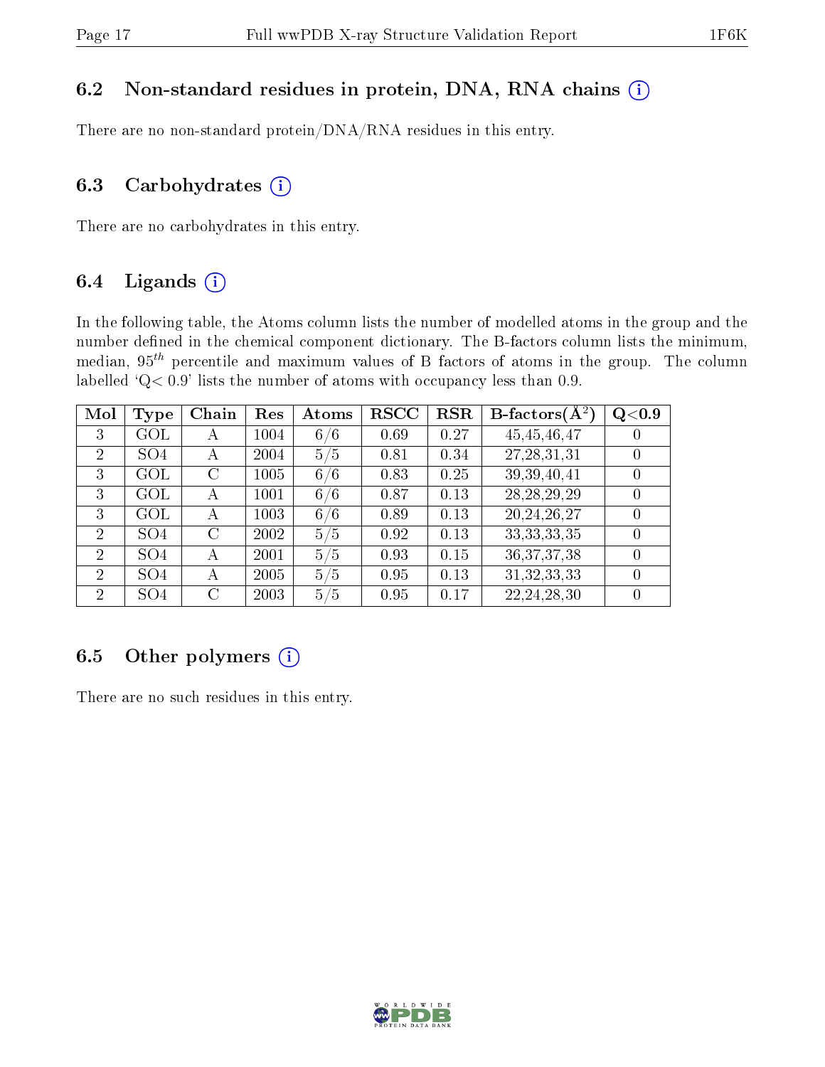### 6.2 Non-standard residues in protein, DNA, RNA chains (i)

There are no non-standard protein/DNA/RNA residues in this entry.

### 6.3 Carbohydrates (i)

There are no carbohydrates in this entry.

### 6.4 Ligands (i)

In the following table, the Atoms column lists the number of modelled atoms in the group and the number defined in the chemical component dictionary. The B-factors column lists the minimum, median, $95^{th}$ percentile and maximum values of B factors of atoms in the group. The column labelled 'Q< 0.9' lists the number of atoms with occupancy less than 0.9.

| Mol | Type | Chain | Res | Atoms | RSCC | RSR | B-factors($Å^2$) | Q<0.9 |
|---|---|---|---|---|---|---|---|---|
| 3 | GOL | A | 1004 | 6/6 | 0.69 | 0.27 | 45,45,46,47 | 0 |
| 2 | SO4 | A | 2004 | 5/5 | 0.81 | 0.34 | 27,28,31,31 | 0 |
| 3 | GOL | C | 1005 | 6/6 | 0.83 | 0.25 | 39,39,40,41 | 0 |
| 3 | GOL | A | 1001 | 6/6 | 0.87 | 0.13 | 28,28,29,29 | 0 |
| 3 | GOL | A | 1003 | 6/6 | 0.89 | 0.13 | 20,24,26,27 | 0 |
| 2 | SO4 | C | 2002 | 5/5 | 0.92 | 0.13 | 33,33,33,35 | 0 |
| 2 | SO4 | A | 2001 | 5/5 | 0.93 | 0.15 | 36,37,37,38 | 0 |
| 2 | SO4 | A | 2005 | 5/5 | 0.95 | 0.13 | 31,32,33,33 | 0 |
| 2 | SO4 | C | 2003 | 5/5 | 0.95 | 0.17 | 22,24,28,30 | 0 |

### 6.5 Other polymers (i)

There are no such residues in this entry.